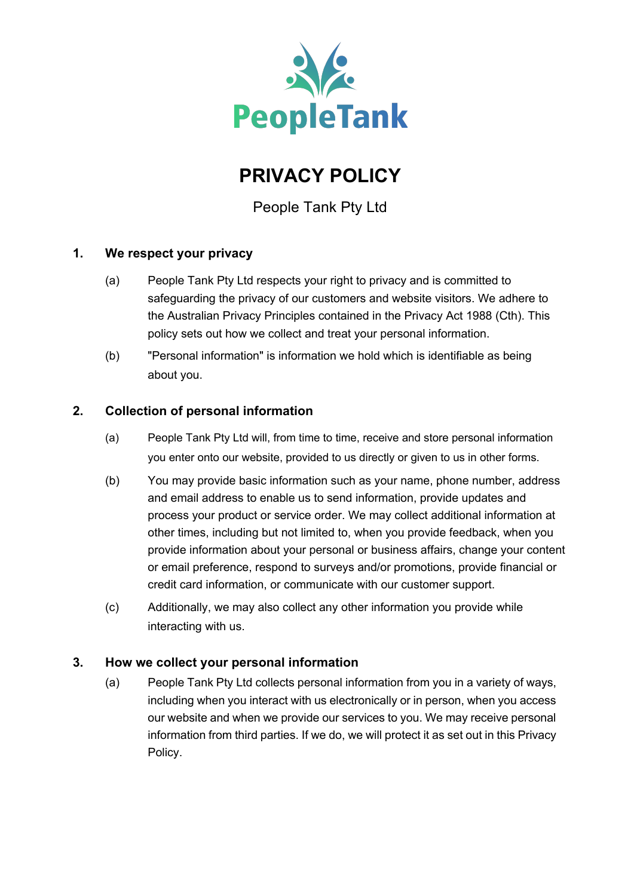PeopleTank

# PRIVACY POLICY

People Tank Pty Ltd

## 1. We respect your privacy

(a) People Tank Pty Ltd respects your right to privacy and is committed to safeguarding the privacy of our customers and website visitors. We adhere to the Australian Privacy Principles contained in the Privacy Act 1988 (Cth). This policy sets out how we collect and treat your personal information.

(b) "Personal information" is information we hold which is identifiable as being about you.

## 2. Collection of personal information

(a) People Tank Pty Ltd will, from time to time, receive and store personal information you enter onto our website, provided to us directly or given to us in other forms.

(b) You may provide basic information such as your name, phone number, address and email address to enable us to send information, provide updates and process your product or service order. We may collect additional information at other times, including but not limited to, when you provide feedback, when you provide information about your personal or business affairs, change your content or email preference, respond to surveys and/or promotions, provide financial or credit card information, or communicate with our customer support.

(c) Additionally, we may also collect any other information you provide while interacting with us.

## 3. How we collect your personal information

(a) People Tank Pty Ltd collects personal information from you in a variety of ways, including when you interact with us electronically or in person, when you access our website and when we provide our services to you. We may receive personal information from third parties. If we do, we will protect it as set out in this Privacy Policy.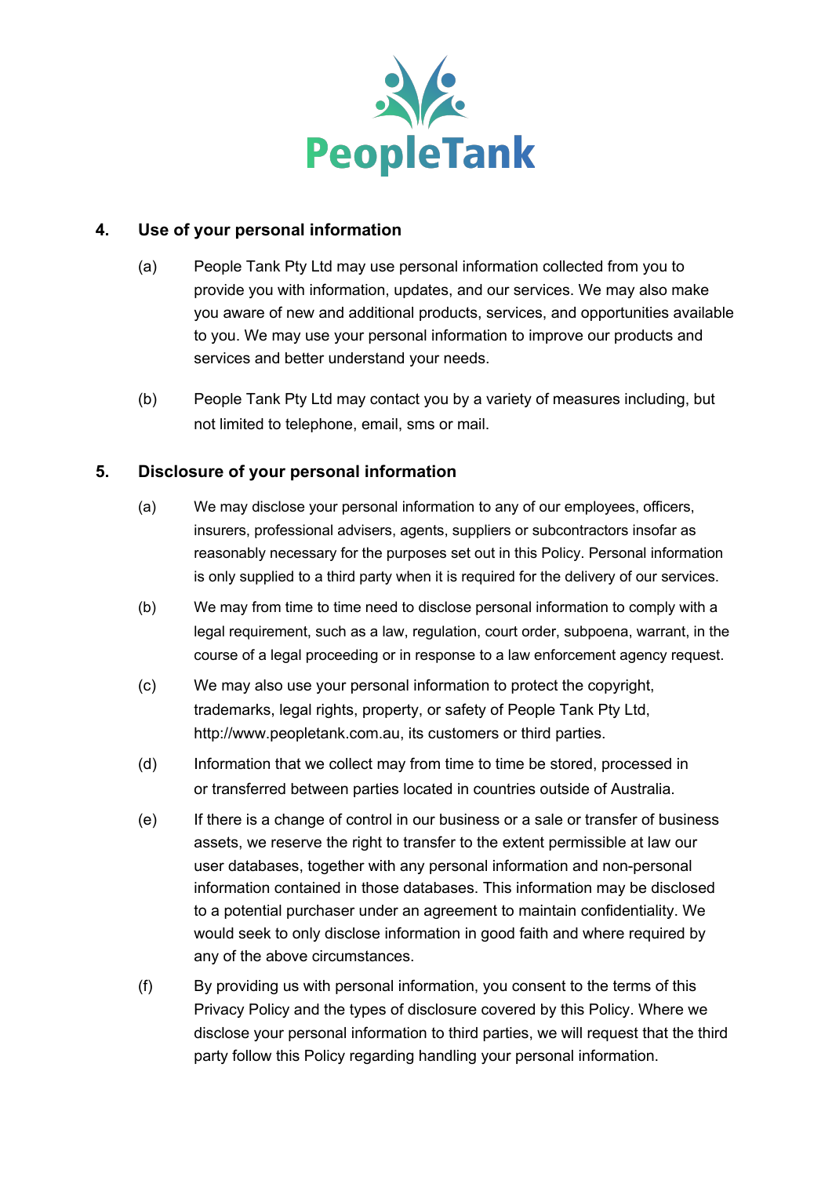## 4. Use of your personal information

(a) People Tank Pty Ltd may use personal information collected from you to provide you with information, updates, and our services. We may also make you aware of new and additional products, services, and opportunities available to you. We may use your personal information to improve our products and services and better understand your needs.

(b) People Tank Pty Ltd may contact you by a variety of measures including, but not limited to telephone, email, sms or mail.

## 5. Disclosure of your personal information

(a) We may disclose your personal information to any of our employees, officers, insurers, professional advisers, agents, suppliers or subcontractors insofar as reasonably necessary for the purposes set out in this Policy. Personal information is only supplied to a third party when it is required for the delivery of our services.

(b) We may from time to time need to disclose personal information to comply with a legal requirement, such as a law, regulation, court order, subpoena, warrant, in the course of a legal proceeding or in response to a law enforcement agency request.

(c) We may also use your personal information to protect the copyright, trademarks, legal rights, property, or safety of People Tank Pty Ltd, http://www.peopletank.com.au, its customers or third parties.

(d) Information that we collect may from time to time be stored, processed in or transferred between parties located in countries outside of Australia.

(e) If there is a change of control in our business or a sale or transfer of business assets, we reserve the right to transfer to the extent permissible at law our user databases, together with any personal information and non-personal information contained in those databases. This information may be disclosed to a potential purchaser under an agreement to maintain confidentiality. We would seek to only disclose information in good faith and where required by any of the above circumstances.

(f) By providing us with personal information, you consent to the terms of this Privacy Policy and the types of disclosure covered by this Policy. Where we disclose your personal information to third parties, we will request that the third party follow this Policy regarding handling your personal information.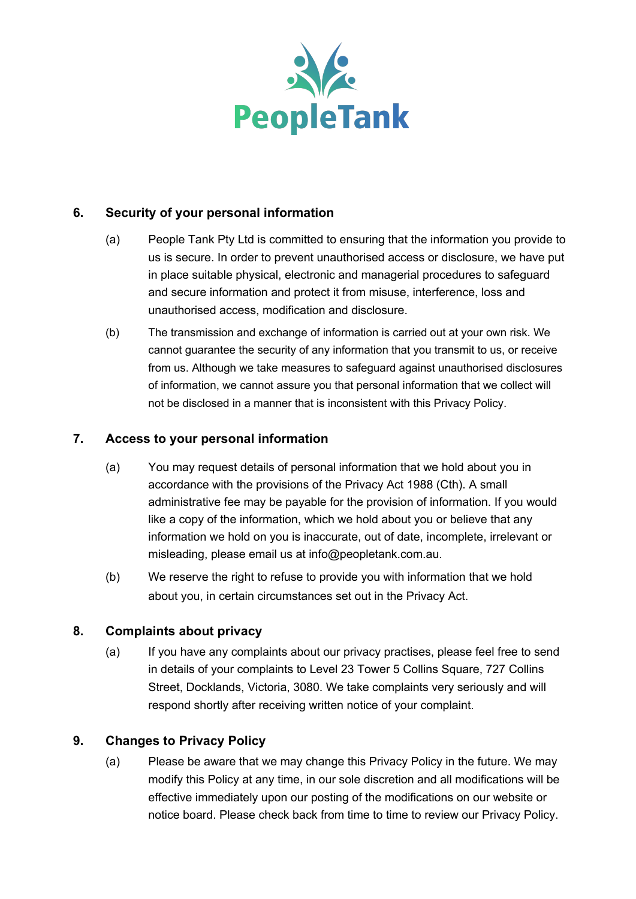## 6. Security of your personal information

(a) People Tank Pty Ltd is committed to ensuring that the information you provide to us is secure. In order to prevent unauthorised access or disclosure, we have put in place suitable physical, electronic and managerial procedures to safeguard and secure information and protect it from misuse, interference, loss and unauthorised access, modification and disclosure.

(b) The transmission and exchange of information is carried out at your own risk. We cannot guarantee the security of any information that you transmit to us, or receive from us. Although we take measures to safeguard against unauthorised disclosures of information, we cannot assure you that personal information that we collect will not be disclosed in a manner that is inconsistent with this Privacy Policy.

## 7. Access to your personal information

(a) You may request details of personal information that we hold about you in accordance with the provisions of the Privacy Act 1988 (Cth). A small administrative fee may be payable for the provision of information. If you would like a copy of the information, which we hold about you or believe that any information we hold on you is inaccurate, out of date, incomplete, irrelevant or misleading, please email us at info@peopletank.com.au.

(b) We reserve the right to refuse to provide you with information that we hold about you, in certain circumstances set out in the Privacy Act.

## 8. Complaints about privacy

(a) If you have any complaints about our privacy practises, please feel free to send in details of your complaints to Level 23 Tower 5 Collins Square, 727 Collins Street, Docklands, Victoria, 3080. We take complaints very seriously and will respond shortly after receiving written notice of your complaint.

## 9. Changes to Privacy Policy

(a) Please be aware that we may change this Privacy Policy in the future. We may modify this Policy at any time, in our sole discretion and all modifications will be effective immediately upon our posting of the modifications on our website or notice board. Please check back from time to time to review our Privacy Policy.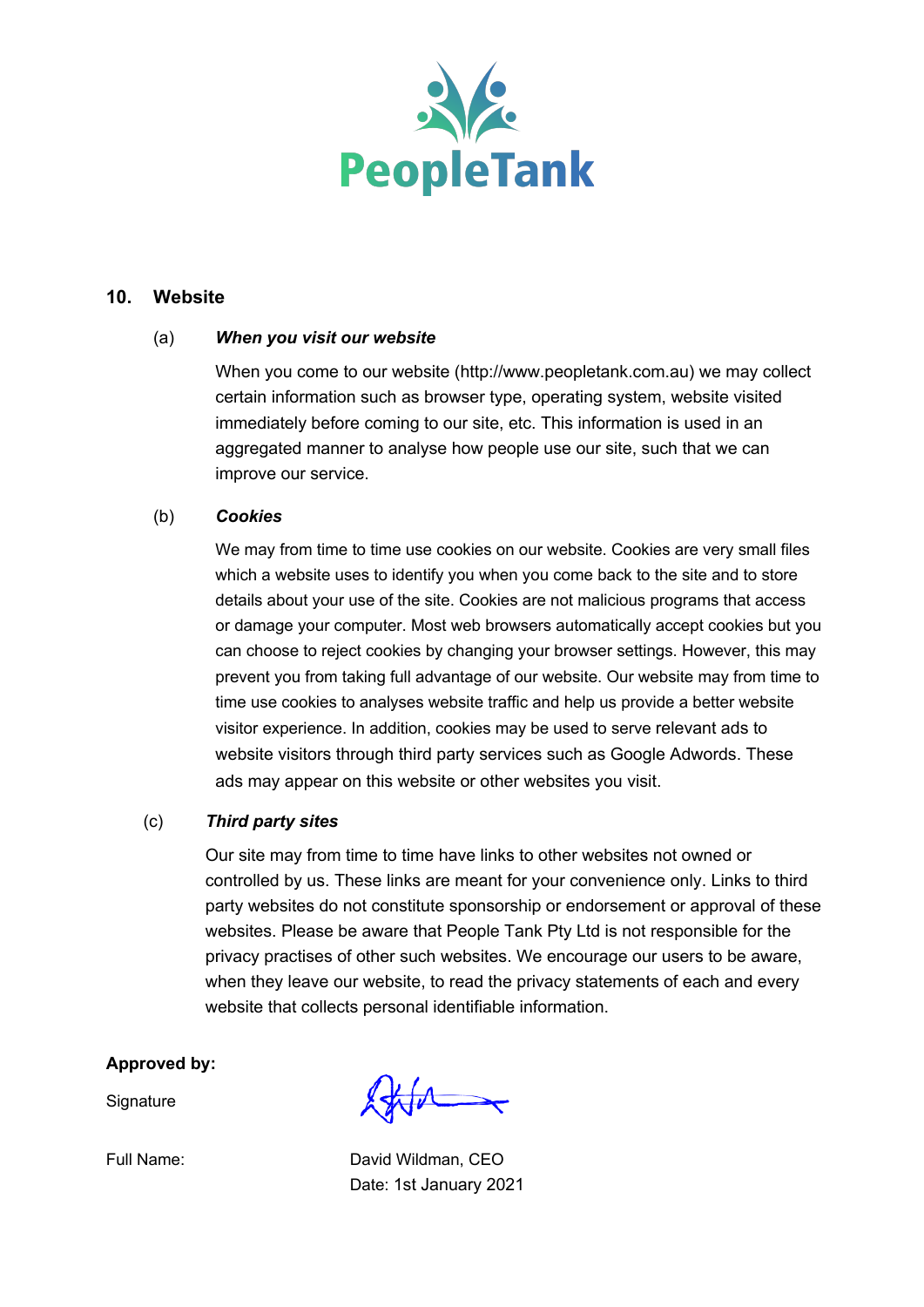PeopleTank

## 10. Website

### (a) *When you visit our website*

When you come to our website (http://www.peopletank.com.au) we may collect certain information such as browser type, operating system, website visited immediately before coming to our site, etc. This information is used in an aggregated manner to analyse how people use our site, such that we can improve our service.

### (b) *Cookies*

We may from time to time use cookies on our website. Cookies are very small files which a website uses to identify you when you come back to the site and to store details about your use of the site. Cookies are not malicious programs that access or damage your computer. Most web browsers automatically accept cookies but you can choose to reject cookies by changing your browser settings. However, this may prevent you from taking full advantage of our website. Our website may from time to time use cookies to analyses website traffic and help us provide a better website visitor experience. In addition, cookies may be used to serve relevant ads to website visitors through third party services such as Google Adwords. These ads may appear on this website or other websites you visit.

### (c) *Third party sites*

Our site may from time to time have links to other websites not owned or controlled by us. These links are meant for your convenience only. Links to third party websites do not constitute sponsorship or endorsement or approval of these websites. Please be aware that People Tank Pty Ltd is not responsible for the privacy practises of other such websites. We encourage our users to be aware, when they leave our website, to read the privacy statements of each and every website that collects personal identifiable information.

**Approved by:**

Signature

Full Name: David Wildman, CEO

Date: 1st January 2021